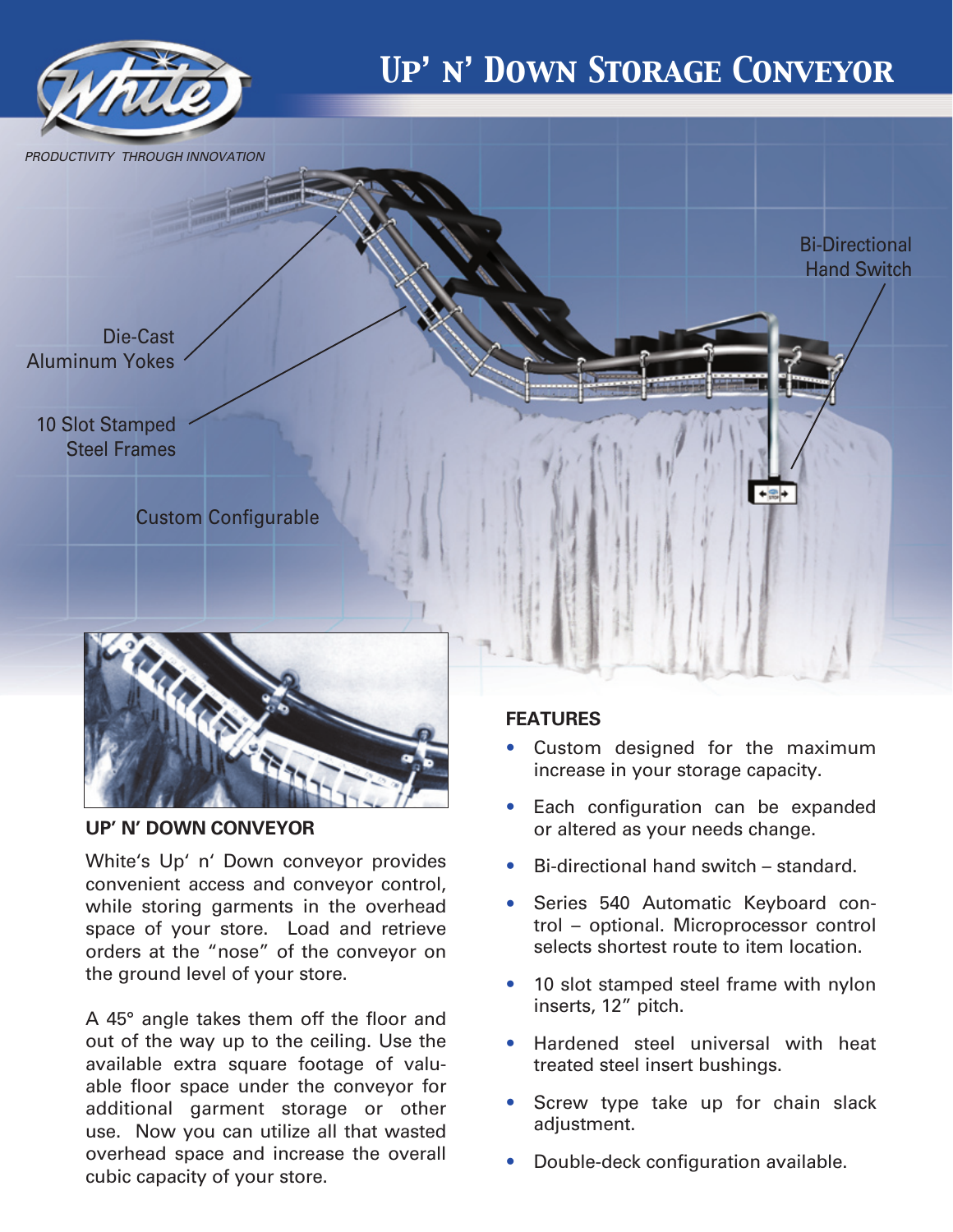# Up' n' Down Storage Conveyor

*PRODUCTIVITY THROUGH INNOVATION*

Die-Cast Aluminum Yokes

10 Slot Stamped Steel Frames

Custom Configurable

Bi-Directional Hand Switch

## UP' N' DOWN CONVEYOR

White's Up' n' Down conveyor provides convenient access and conveyor control, while storing garments in the overhead space of your store. Load and retrieve orders at the "nose" of the conveyor on the ground level of your store.

A 45° angle takes them off the floor and out of the way up to the ceiling. Use the available extra square footage of valuable floor space under the conveyor for additional garment storage or other use. Now you can utilize all that wasted overhead space and increase the overall cubic capacity of your store.

## FEATURES

- Custom designed for the maximum increase in your storage capacity.
- Each configuration can be expanded or altered as your needs change.
- Bi-directional hand switch – standard.
- Series 540 Automatic Keyboard control – optional. Microprocessor control selects shortest route to item location.
- 10 slot stamped steel frame with nylon inserts, 12" pitch.
- Hardened steel universal with heat treated steel insert bushings.
- Screw type take up for chain slack adjustment.
- Double-deck configuration available.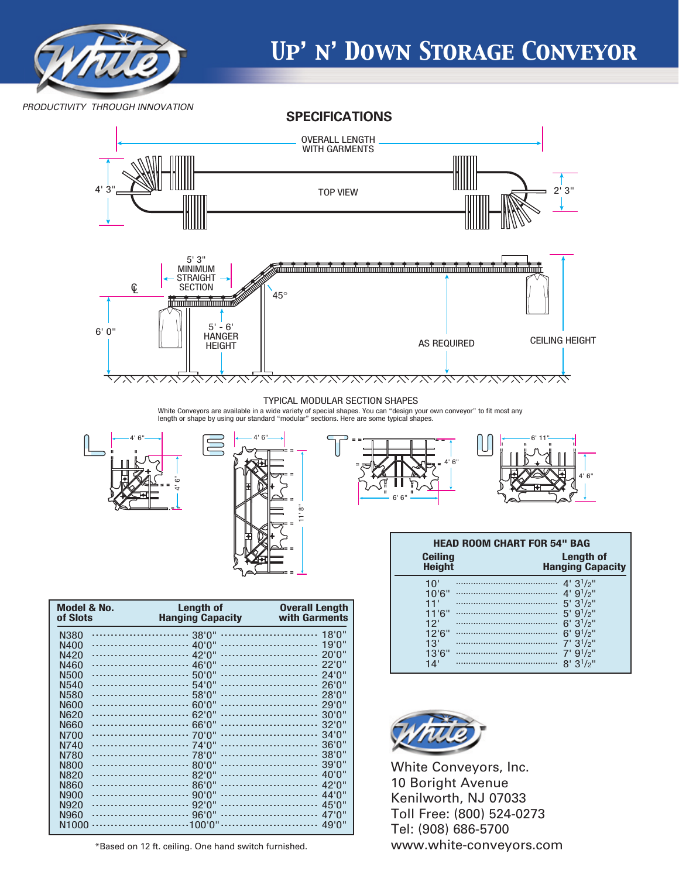# UP' N' DOWN STORAGE CONVEYOR

*PRODUCTIVITY THROUGH INNOVATION*

## SPECIFICATIONS

OVERALL LENGTH WITH GARMENTS

4' 3"

TOP VIEW

2' 3"

5' 3" MINIMUM STRAIGHT SECTION

℄

45°

6' 0"

5' - 6' HANGER HEIGHT

AS REQUIRED

CEILING HEIGHT

TYPICAL MODULAR SECTION SHAPES

White Conveyors are available in a wide variety of special shapes. You can "design your own conveyor" to fit most any length or shape by using our standard "modular" sections. Here are some typical shapes.

L — 4' 6" — 4' 6"

E — 4' 6" — 11' 8"

T — 4' 6" — 6' 6"

U — 6' 11" — 4' 6"

| Model & No. of Slots | Length of Hanging Capacity | Overall Length with Garments |
|---|---|---|
| N380 | 38'0" | 18'0" |
| N400 | 40'0" | 19'0" |
| N420 | 42'0" | 20'0" |
| N460 | 46'0" | 22'0" |
| N500 | 50'0" | 24'0" |
| N540 | 54'0" | 26'0" |
| N580 | 58'0" | 28'0" |
| N600 | 60'0" | 29'0" |
| N620 | 62'0" | 30'0" |
| N660 | 66'0" | 32'0" |
| N700 | 70'0" | 34'0" |
| N740 | 74'0" | 36'0" |
| N780 | 78'0" | 38'0" |
| N800 | 80'0" | 39'0" |
| N820 | 82'0" | 40'0" |
| N860 | 86'0" | 42'0" |
| N900 | 90'0" | 44'0" |
| N920 | 92'0" | 45'0" |
| N960 | 96'0" | 47'0" |
| N1000 | 100'0" | 49'0" |

*Based on 12 ft. ceiling. One hand switch furnished.

**HEAD ROOM CHART FOR 54" BAG**

| Ceiling Height | Length of Hanging Capacity |
|---|---|
| 10' | 4' 3½" |
| 10'6" | 4' 9½" |
| 11' | 5' 3½" |
| 11'6" | 5' 9½" |
| 12' | 6' 3½" |
| 12'6" | 6' 9½" |
| 13' | 7' 3½" |
| 13'6" | 7' 9½" |
| 14' | 8' 3½" |

White Conveyors, Inc.
10 Boright Avenue
Kenilworth, NJ 07033
Toll Free: (800) 524-0273
Tel: (908) 686-5700
www.white-conveyors.com